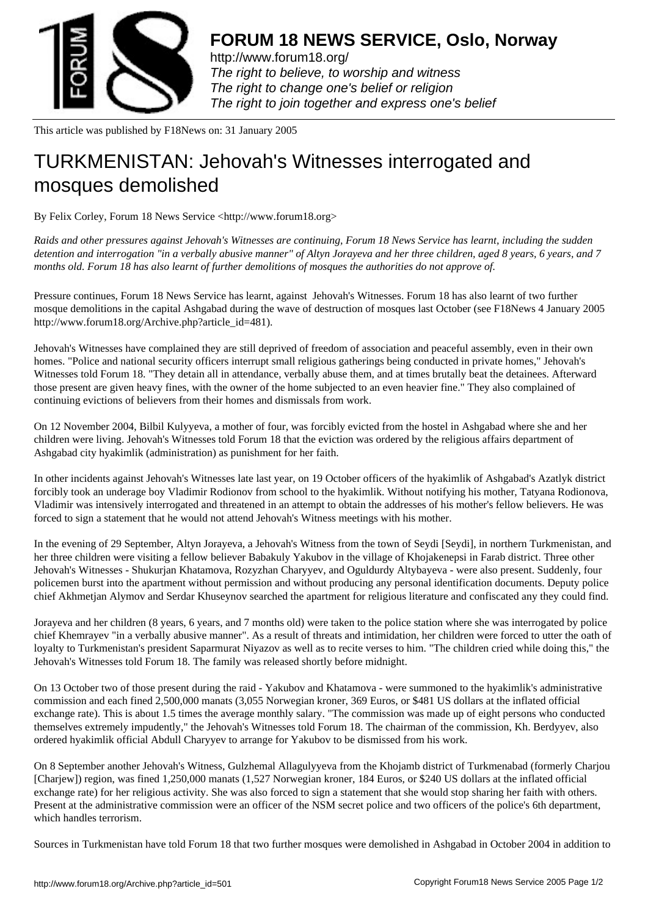# FORUM 18 NEWS SERVICE, Oslo, Norway

http://www.forum18.org/
*The right to believe, to worship and witness*
*The right to change one's belief or religion*
*The right to join together and express one's belief*

This article was published by F18News on: 31 January 2005

# TURKMENISTAN: Jehovah's Witnesses interrogated and mosques demolished

By Felix Corley, Forum 18 News Service <http://www.forum18.org>

*Raids and other pressures against Jehovah's Witnesses are continuing, Forum 18 News Service has learnt, including the sudden detention and interrogation "in a verbally abusive manner" of Altyn Jorayeva and her three children, aged 8 years, 6 years, and 7 months old. Forum 18 has also learnt of further demolitions of mosques the authorities do not approve of.*

Pressure continues, Forum 18 News Service has learnt, against Jehovah's Witnesses. Forum 18 has also learnt of two further mosque demolitions in the capital Ashgabad during the wave of destruction of mosques last October (see F18News 4 January 2005 http://www.forum18.org/Archive.php?article_id=481).

Jehovah's Witnesses have complained they are still deprived of freedom of association and peaceful assembly, even in their own homes. "Police and national security officers interrupt small religious gatherings being conducted in private homes," Jehovah's Witnesses told Forum 18. "They detain all in attendance, verbally abuse them, and at times brutally beat the detainees. Afterward those present are given heavy fines, with the owner of the home subjected to an even heavier fine." They also complained of continuing evictions of believers from their homes and dismissals from work.

On 12 November 2004, Bilbil Kulyyeva, a mother of four, was forcibly evicted from the hostel in Ashgabad where she and her children were living. Jehovah's Witnesses told Forum 18 that the eviction was ordered by the religious affairs department of Ashgabad city hyakimlik (administration) as punishment for her faith.

In other incidents against Jehovah's Witnesses late last year, on 19 October officers of the hyakimlik of Ashgabad's Azatlyk district forcibly took an underage boy Vladimir Rodionov from school to the hyakimlik. Without notifying his mother, Tatyana Rodionova, Vladimir was intensively interrogated and threatened in an attempt to obtain the addresses of his mother's fellow believers. He was forced to sign a statement that he would not attend Jehovah's Witness meetings with his mother.

In the evening of 29 September, Altyn Jorayeva, a Jehovah's Witness from the town of Seydi [Seydi], in northern Turkmenistan, and her three children were visiting a fellow believer Babakuly Yakubov in the village of Khojakenepsi in Farab district. Three other Jehovah's Witnesses - Shukurjan Khatamova, Rozyzhan Charyyev, and Oguldurdy Altybayeva - were also present. Suddenly, four policemen burst into the apartment without permission and without producing any personal identification documents. Deputy police chief Akhmetjan Alymov and Serdar Khuseynov searched the apartment for religious literature and confiscated any they could find.

Jorayeva and her children (8 years, 6 years, and 7 months old) were taken to the police station where she was interrogated by police chief Khemrayev "in a verbally abusive manner". As a result of threats and intimidation, her children were forced to utter the oath of loyalty to Turkmenistan's president Saparmurat Niyazov as well as to recite verses to him. "The children cried while doing this," the Jehovah's Witnesses told Forum 18. The family was released shortly before midnight.

On 13 October two of those present during the raid - Yakubov and Khatamova - were summoned to the hyakimlik's administrative commission and each fined 2,500,000 manats (3,055 Norwegian kroner, 369 Euros, or $481 US dollars at the inflated official exchange rate). This is about 1.5 times the average monthly salary. "The commission was made up of eight persons who conducted themselves extremely impudently," the Jehovah's Witnesses told Forum 18. The chairman of the commission, Kh. Berdyyev, also ordered hyakimlik official Abdull Charyyev to arrange for Yakubov to be dismissed from his work.

On 8 September another Jehovah's Witness, Gulzhemal Allagulyyeva from the Khojamb district of Turkmenabad (formerly Charjou [Charjew]) region, was fined 1,250,000 manats (1,527 Norwegian kroner, 184 Euros, or $240 US dollars at the inflated official exchange rate) for her religious activity. She was also forced to sign a statement that she would stop sharing her faith with others. Present at the administrative commission were an officer of the NSM secret police and two officers of the police's 6th department, which handles terrorism.

Sources in Turkmenistan have told Forum 18 that two further mosques were demolished in Ashgabad in October 2004 in addition to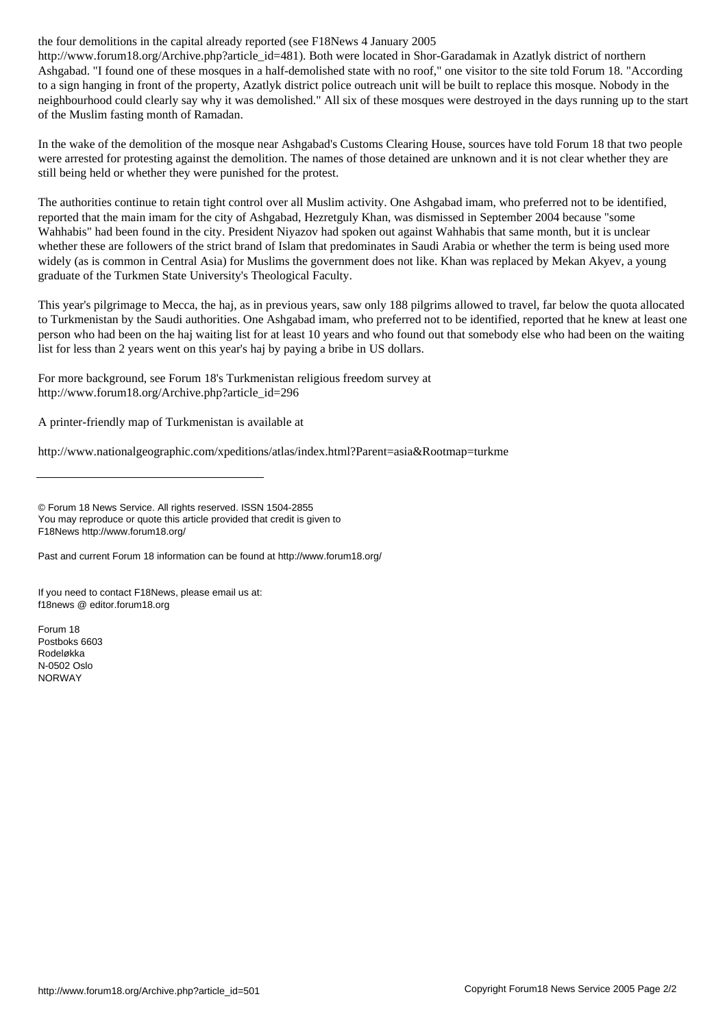the four demolitions in the capital already reported (see F18News 4 January 2005 http://www.forum18.org/Archive.php?article_id=481). Both were located in Shor-Garadamak in Azatlyk district of northern Ashgabad. "I found one of these mosques in a half-demolished state with no roof," one visitor to the site told Forum 18. "According to a sign hanging in front of the property, Azatlyk district police outreach unit will be built to replace this mosque. Nobody in the neighbourhood could clearly say why it was demolished." All six of these mosques were destroyed in the days running up to the start of the Muslim fasting month of Ramadan.

In the wake of the demolition of the mosque near Ashgabad's Customs Clearing House, sources have told Forum 18 that two people were arrested for protesting against the demolition. The names of those detained are unknown and it is not clear whether they are still being held or whether they were punished for the protest.

The authorities continue to retain tight control over all Muslim activity. One Ashgabad imam, who preferred not to be identified, reported that the main imam for the city of Ashgabad, Hezretguly Khan, was dismissed in September 2004 because "some Wahhabis" had been found in the city. President Niyazov had spoken out against Wahhabis that same month, but it is unclear whether these are followers of the strict brand of Islam that predominates in Saudi Arabia or whether the term is being used more widely (as is common in Central Asia) for Muslims the government does not like. Khan was replaced by Mekan Akyev, a young graduate of the Turkmen State University's Theological Faculty.

This year's pilgrimage to Mecca, the haj, as in previous years, saw only 188 pilgrims allowed to travel, far below the quota allocated to Turkmenistan by the Saudi authorities. One Ashgabad imam, who preferred not to be identified, reported that he knew at least one person who had been on the haj waiting list for at least 10 years and who found out that somebody else who had been on the waiting list for less than 2 years went on this year's haj by paying a bribe in US dollars.

For more background, see Forum 18's Turkmenistan religious freedom survey at http://www.forum18.org/Archive.php?article_id=296

A printer-friendly map of Turkmenistan is available at

http://www.nationalgeographic.com/xpeditions/atlas/index.html?Parent=asia&Rootmap=turkme

---

© Forum 18 News Service. All rights reserved. ISSN 1504-2855
You may reproduce or quote this article provided that credit is given to F18News http://www.forum18.org/

Past and current Forum 18 information can be found at http://www.forum18.org/

If you need to contact F18News, please email us at:
f18news @ editor.forum18.org

Forum 18
Postboks 6603
Rodeløkka
N-0502 Oslo
NORWAY